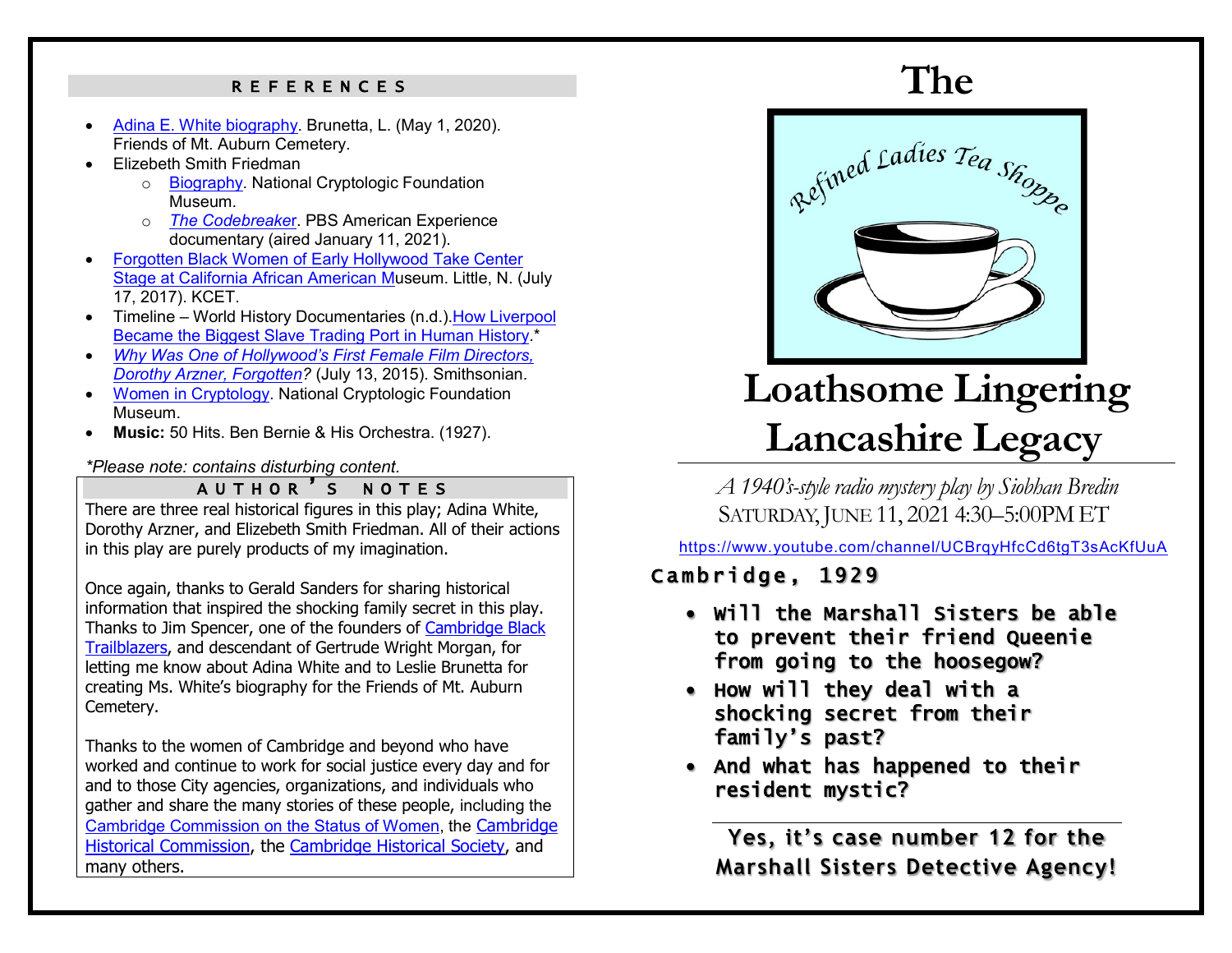## REFERENCES

- Adina E. White biography. Brunetta, L. (May 1, 2020). Friends of Mt. Auburn Cemetery.
- Elizebeth Smith Friedman
    - Biography. National Cryptologic Foundation Museum.
    - *The Codebreaker*. PBS American Experience documentary (aired January 11, 2021).
- Forgotten Black Women of Early Hollywood Take Center Stage at California African American Museum. Little, N. (July 17, 2017). KCET.
- Timeline – World History Documentaries (n.d.). How Liverpool Became the Biggest Slave Trading Port in Human History.*
- *Why Was One of Hollywood's First Female Film Directors, Dorothy Arzner, Forgotten?* (July 13, 2015). Smithsonian.
- Women in Cryptology. National Cryptologic Foundation Museum.
- **Music:** 50 Hits. Ben Bernie & His Orchestra. (1927).

*\*Please note: contains disturbing content.*

## AUTHOR'S NOTES

There are three real historical figures in this play; Adina White, Dorothy Arzner, and Elizebeth Smith Friedman. All of their actions in this play are purely products of my imagination.

Once again, thanks to Gerald Sanders for sharing historical information that inspired the shocking family secret in this play. Thanks to Jim Spencer, one of the founders of Cambridge Black Trailblazers, and descendant of Gertrude Wright Morgan, for letting me know about Adina White and to Leslie Brunetta for creating Ms. White's biography for the Friends of Mt. Auburn Cemetery.

Thanks to the women of Cambridge and beyond who have worked and continue to work for social justice every day and for and to those City agencies, organizations, and individuals who gather and share the many stories of these people, including the Cambridge Commission on the Status of Women, the Cambridge Historical Commission, the Cambridge Historical Society, and many others.

# The

Refined Ladies Tea Shoppe

# Loathsome Lingering Lancashire Legacy

*A 1940's-style radio mystery play by Siobhan Bredin*

SATURDAY, JUNE 11, 2021 4:30–5:00PM ET

https://www.youtube.com/channel/UCBrqyHfcCd6tgT3sAcKfUuA

**Cambridge, 1929**

- **Will the Marshall Sisters be able to prevent their friend Queenie from going to the hoosegow?**
- **How will they deal with a shocking secret from their family's past?**
- **And what has happened to their resident mystic?**

**Yes, it's case number 12 for the Marshall Sisters Detective Agency!**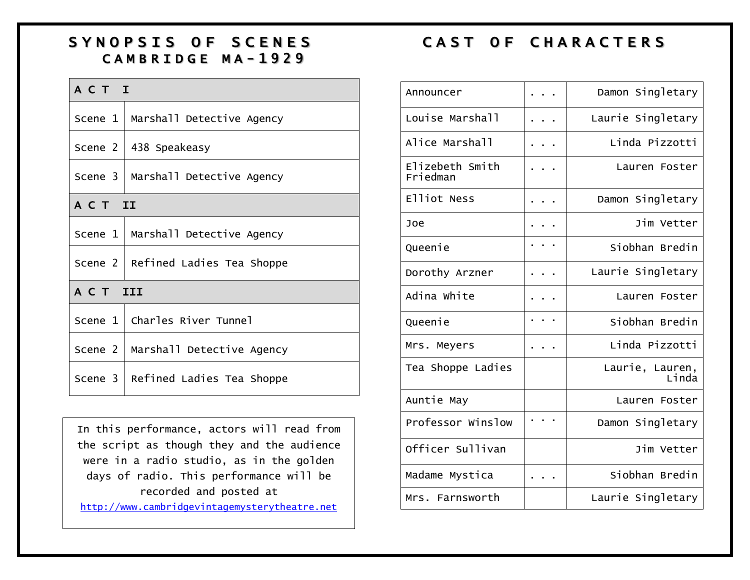# SYNOPSIS OF SCENES
## CAMBRIDGE MA-1929

| ACT I | |
|---|---|
| Scene 1 | Marshall Detective Agency |
| Scene 2 | 438 Speakeasy |
| Scene 3 | Marshall Detective Agency |
| **ACT II** | |
| Scene 1 | Marshall Detective Agency |
| Scene 2 | Refined Ladies Tea Shoppe |
| **ACT III** | |
| Scene 1 | Charles River Tunnel |
| Scene 2 | Marshall Detective Agency |
| Scene 3 | Refined Ladies Tea Shoppe |

In this performance, actors will read from the script as though they and the audience were in a radio studio, as in the golden days of radio. This performance will be recorded and posted at http://www.cambridgevintagemysterytheatre.net

# CAST OF CHARACTERS

| | | |
|---|---|---|
| Announcer | . . . | Damon Singletary |
| Louise Marshall | . . . | Laurie Singletary |
| Alice Marshall | . . . | Linda Pizzotti |
| Elizebeth Smith Friedman | . . . | Lauren Foster |
| Elliot Ness | . . . | Damon Singletary |
| Joe | . . . | Jim Vetter |
| Queenie | . . . | Siobhan Bredin |
| Dorothy Arzner | . . . | Laurie Singletary |
| Adina White | . . . | Lauren Foster |
| Queenie | . . . | Siobhan Bredin |
| Mrs. Meyers | . . . | Linda Pizzotti |
| Tea Shoppe Ladies | | Laurie, Lauren, Linda |
| Auntie May | | Lauren Foster |
| Professor Winslow | . . . | Damon Singletary |
| Officer Sullivan | | Jim Vetter |
| Madame Mystica | . . . | Siobhan Bredin |
| Mrs. Farnsworth | | Laurie Singletary |